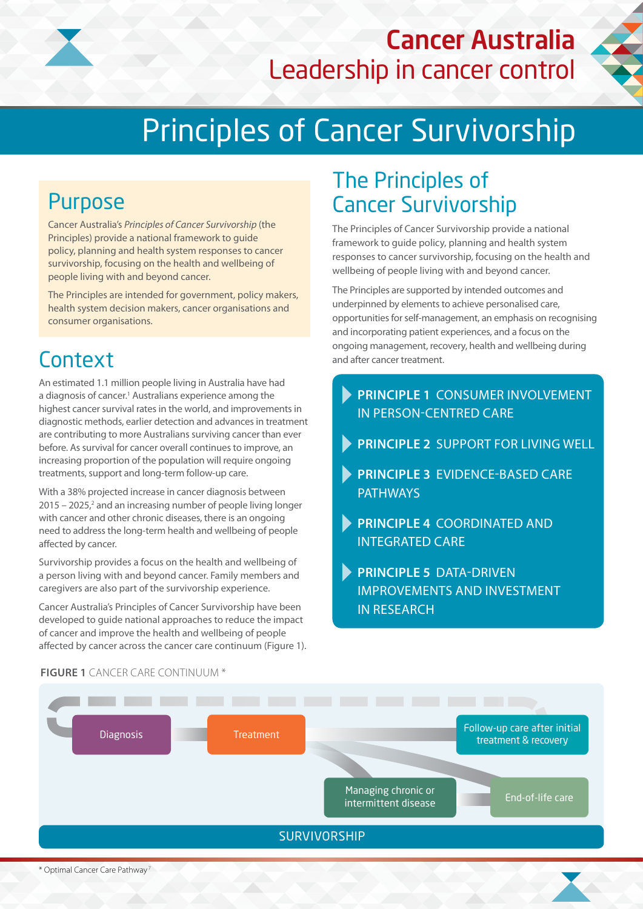# Cancer Australia
Leadership in cancer control

# Principles of Cancer Survivorship

## Purpose

Cancer Australia's *Principles of Cancer Survivorship* (the Principles) provide a national framework to guide policy, planning and health system responses to cancer survivorship, focusing on the health and wellbeing of people living with and beyond cancer.

The Principles are intended for government, policy makers, health system decision makers, cancer organisations and consumer organisations.

## Context

An estimated 1.1 million people living in Australia have had a diagnosis of cancer.[1] Australians experience among the highest cancer survival rates in the world, and improvements in diagnostic methods, earlier detection and advances in treatment are contributing to more Australians surviving cancer than ever before. As survival for cancer overall continues to improve, an increasing proportion of the population will require ongoing treatments, support and long-term follow-up care.

With a 38% projected increase in cancer diagnosis between 2015 – 2025,[2] and an increasing number of people living longer with cancer and other chronic diseases, there is an ongoing need to address the long-term health and wellbeing of people affected by cancer.

Survivorship provides a focus on the health and wellbeing of a person living with and beyond cancer. Family members and caregivers are also part of the survivorship experience.

Cancer Australia's Principles of Cancer Survivorship have been developed to guide national approaches to reduce the impact of cancer and improve the health and wellbeing of people affected by cancer across the cancer care continuum (Figure 1).

## The Principles of Cancer Survivorship

The Principles of Cancer Survivorship provide a national framework to guide policy, planning and health system responses to cancer survivorship, focusing on the health and wellbeing of people living with and beyond cancer.

The Principles are supported by intended outcomes and underpinned by elements to achieve personalised care, opportunities for self-management, an emphasis on recognising and incorporating patient experiences, and a focus on the ongoing management, recovery, health and wellbeing during and after cancer treatment.

- **PRINCIPLE 1** CONSUMER INVOLVEMENT IN PERSON-CENTRED CARE
- **PRINCIPLE 2** SUPPORT FOR LIVING WELL
- **PRINCIPLE 3** EVIDENCE-BASED CARE PATHWAYS
- **PRINCIPLE 4** COORDINATED AND INTEGRATED CARE
- **PRINCIPLE 5** DATA-DRIVEN IMPROVEMENTS AND INVESTMENT IN RESEARCH

**FIGURE 1** CANCER CARE CONTINUUM *

Diagnosis → Treatment → Follow-up care after initial treatment & recovery

Managing chronic or intermittent disease → End-of-life care

SURVIVORSHIP

\* Optimal Cancer Care Pathway[7]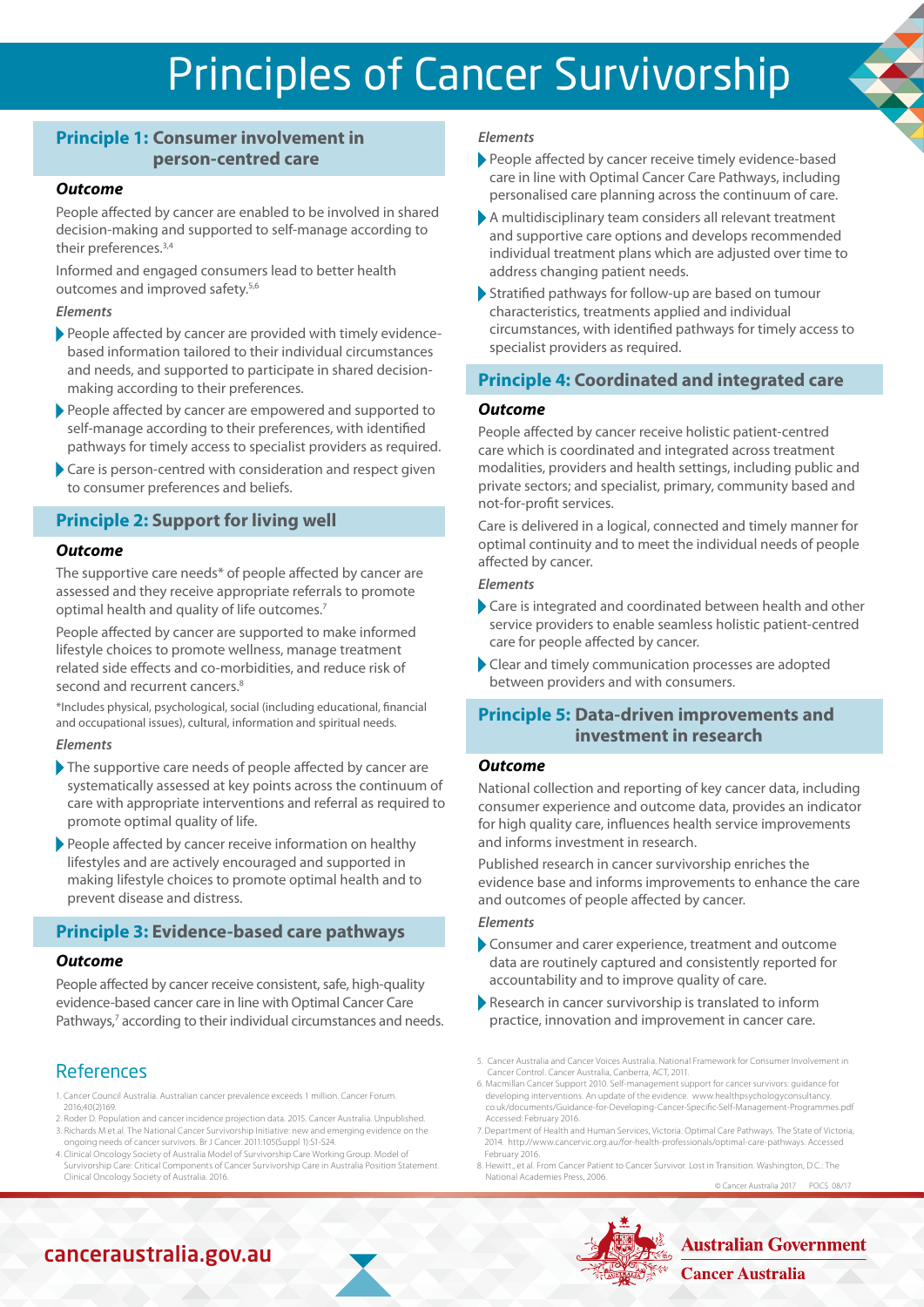# Principles of Cancer Survivorship

## Principle 1: Consumer involvement in person-centred care

### *Outcome*

People affected by cancer are enabled to be involved in shared decision-making and supported to self-manage according to their preferences.[3,4]

Informed and engaged consumers lead to better health outcomes and improved safety.[5,6]

*Elements*

- People affected by cancer are provided with timely evidence-based information tailored to their individual circumstances and needs, and supported to participate in shared decision-making according to their preferences.
- People affected by cancer are empowered and supported to self-manage according to their preferences, with identified pathways for timely access to specialist providers as required.
- Care is person-centred with consideration and respect given to consumer preferences and beliefs.

## Principle 2: Support for living well

### *Outcome*

The supportive care needs* of people affected by cancer are assessed and they receive appropriate referrals to promote optimal health and quality of life outcomes.[7]

People affected by cancer are supported to make informed lifestyle choices to promote wellness, manage treatment related side effects and co-morbidities, and reduce risk of second and recurrent cancers.[8]

*Includes physical, psychological, social (including educational, financial and occupational issues), cultural, information and spiritual needs.

*Elements*

- The supportive care needs of people affected by cancer are systematically assessed at key points across the continuum of care with appropriate interventions and referral as required to promote optimal quality of life.
- People affected by cancer receive information on healthy lifestyles and are actively encouraged and supported in making lifestyle choices to promote optimal health and to prevent disease and distress.

## Principle 3: Evidence-based care pathways

### *Outcome*

People affected by cancer receive consistent, safe, high-quality evidence-based cancer care in line with Optimal Cancer Care Pathways,[7] according to their individual circumstances and needs.

*Elements*

- People affected by cancer receive timely evidence-based care in line with Optimal Cancer Care Pathways, including personalised care planning across the continuum of care.
- A multidisciplinary team considers all relevant treatment and supportive care options and develops recommended individual treatment plans which are adjusted over time to address changing patient needs.
- Stratified pathways for follow-up are based on tumour characteristics, treatments applied and individual circumstances, with identified pathways for timely access to specialist providers as required.

## Principle 4: Coordinated and integrated care

### *Outcome*

People affected by cancer receive holistic patient-centred care which is coordinated and integrated across treatment modalities, providers and health settings, including public and private sectors; and specialist, primary, community based and not-for-profit services.

Care is delivered in a logical, connected and timely manner for optimal continuity and to meet the individual needs of people affected by cancer.

*Elements*

- Care is integrated and coordinated between health and other service providers to enable seamless holistic patient-centred care for people affected by cancer.
- Clear and timely communication processes are adopted between providers and with consumers.

## Principle 5: Data-driven improvements and investment in research

### *Outcome*

National collection and reporting of key cancer data, including consumer experience and outcome data, provides an indicator for high quality care, influences health service improvements and informs investment in research.

Published research in cancer survivorship enriches the evidence base and informs improvements to enhance the care and outcomes of people affected by cancer.

*Elements*

- Consumer and carer experience, treatment and outcome data are routinely captured and consistently reported for accountability and to improve quality of care.
- Research in cancer survivorship is translated to inform practice, innovation and improvement in cancer care.

## References

1. Cancer Council Australia. Australian cancer prevalence exceeds 1 million. Cancer Forum. 2016;40(2)169.
2. Roder D. Population and cancer incidence projection data. 2015. Cancer Australia. Unpublished.
3. Richards M et al. The National Cancer Survivorship Initiative: new and emerging evidence on the ongoing needs of cancer survivors. Br J Cancer. 2011;105(Suppl 1):S1-S24.
4. Clinical Oncology Society of Australia Model of Survivorship Care Working Group. Model of Survivorship Care: Critical Components of Cancer Survivorship Care in Australia Position Statement. Clinical Oncology Society of Australia. 2016.
5. Cancer Australia and Cancer Voices Australia. National Framework for Consumer Involvement in Cancer Control. Cancer Australia, Canberra, ACT, 2011.
6. Macmillan Cancer Support 2010. Self-management support for cancer survivors: guidance for developing interventions. An update of the evidence. www.healthpsychologyconsultancy.co.uk/documents/Guidance-for-Developing-Cancer-Specific-Self-Management-Programmes.pdf Accessed: February 2016.
7. Department of Health and Human Services, Victoria. Optimal Care Pathways. The State of Victoria, 2014. http://www.cancervic.org.au/for-health-professionals/optimal-care-pathways. Accessed February 2016.
8. Hewitt., et al. From Cancer Patient to Cancer Survivor. Lost in Transition. Washington, D.C.: The National Academies Press, 2006.

© Cancer Australia 2017 POCS 08/17

canceraustralia.gov.au

Australian Government
Cancer Australia